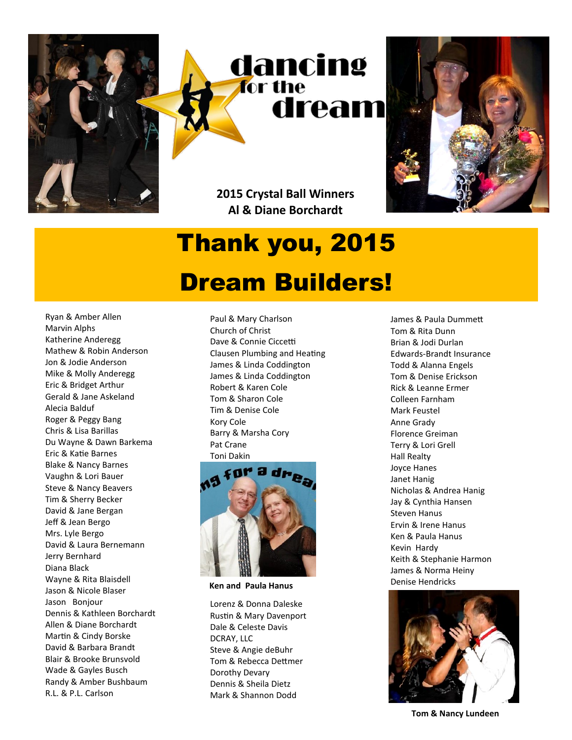# dancing for the dream

**2015 Crystal Ball Winners**
**Al & Diane Borchardt**

# Thank you, 2015 Dream Builders!

Ryan & Amber Allen
Marvin Alphs
Katherine Anderegg
Mathew & Robin Anderson
Jon & Jodie Anderson
Mike & Molly Anderegg
Eric & Bridget Arthur
Gerald & Jane Askeland
Alecia Balduf
Roger & Peggy Bang
Chris & Lisa Barillas
Du Wayne & Dawn Barkema
Eric & Katie Barnes
Blake & Nancy Barnes
Vaughn & Lori Bauer
Steve & Nancy Beavers
Tim & Sherry Becker
David & Jane Bergan
Jeff & Jean Bergo
Mrs. Lyle Bergo
David & Laura Bernemann
Jerry Bernhard
Diana Black
Wayne & Rita Blaisdell
Jason & Nicole Blaser
Jason Bonjour
Dennis & Kathleen Borchardt
Allen & Diane Borchardt
Martin & Cindy Borske
David & Barbara Brandt
Blair & Brooke Brunsvold
Wade & Gayles Busch
Randy & Amber Bushbaum
R.L. & P.L. Carlson

Paul & Mary Charlson
Church of Christ
Dave & Connie Ciccetti
Clausen Plumbing and Heating
James & Linda Coddington
James & Linda Coddington
Robert & Karen Cole
Tom & Sharon Cole
Tim & Denise Cole
Kory Cole
Barry & Marsha Cory
Pat Crane
Toni Dakin

**Ken and Paula Hanus**

Lorenz & Donna Daleske
Rustin & Mary Davenport
Dale & Celeste Davis
DCRAY, LLC
Steve & Angie deBuhr
Tom & Rebecca Dettmer
Dorothy Devary
Dennis & Sheila Dietz
Mark & Shannon Dodd

James & Paula Dummett
Tom & Rita Dunn
Brian & Jodi Durlan
Edwards-Brandt Insurance
Todd & Alanna Engels
Tom & Denise Erickson
Rick & Leanne Ermer
Colleen Farnham
Mark Feustel
Anne Grady
Florence Greiman
Terry & Lori Grell
Hall Realty
Joyce Hanes
Janet Hanig
Nicholas & Andrea Hanig
Jay & Cynthia Hansen
Steven Hanus
Ervin & Irene Hanus
Ken & Paula Hanus
Kevin Hardy
Keith & Stephanie Harmon
James & Norma Heiny
Denise Hendricks

**Tom & Nancy Lundeen**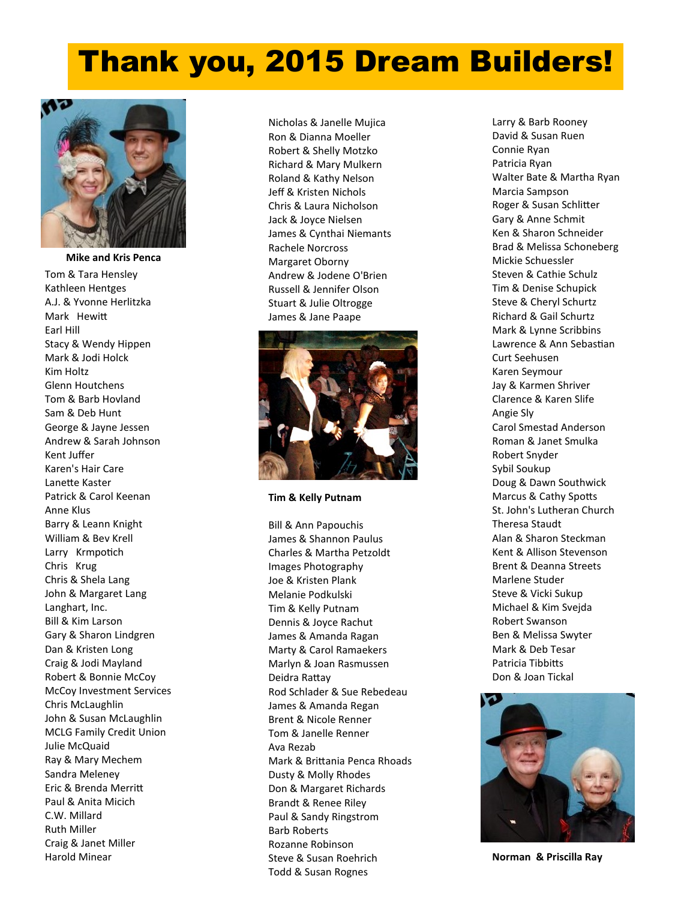# Thank you, 2015 Dream Builders!

**Mike and Kris Penca**

Tom & Tara Hensley
Kathleen Hentges
A.J. & Yvonne Herlitzka
Mark Hewitt
Earl Hill
Stacy & Wendy Hippen
Mark & Jodi Holck
Kim Holtz
Glenn Houtchens
Tom & Barb Hovland
Sam & Deb Hunt
George & Jayne Jessen
Andrew & Sarah Johnson
Kent Juffer
Karen's Hair Care
Lanette Kaster
Patrick & Carol Keenan
Anne Klus
Barry & Leann Knight
William & Bev Krell
Larry Krmpotich
Chris Krug
Chris & Shela Lang
John & Margaret Lang
Langhart, Inc.
Bill & Kim Larson
Gary & Sharon Lindgren
Dan & Kristen Long
Craig & Jodi Mayland
Robert & Bonnie McCoy
McCoy Investment Services
Chris McLaughlin
John & Susan McLaughlin
MCLG Family Credit Union
Julie McQuaid
Ray & Mary Mechem
Sandra Meleney
Eric & Brenda Merritt
Paul & Anita Micich
C.W. Millard
Ruth Miller
Craig & Janet Miller
Harold Minear

Nicholas & Janelle Mujica
Ron & Dianna Moeller
Robert & Shelly Motzko
Richard & Mary Mulkern
Roland & Kathy Nelson
Jeff & Kristen Nichols
Chris & Laura Nicholson
Jack & Joyce Nielsen
James & Cynthai Niemants
Rachele Norcross
Margaret Oborny
Andrew & Jodene O'Brien
Russell & Jennifer Olson
Stuart & Julie Oltrogge
James & Jane Paape

**Tim & Kelly Putnam**

Bill & Ann Papouchis
James & Shannon Paulus
Charles & Martha Petzoldt
Images Photography
Joe & Kristen Plank
Melanie Podkulski
Tim & Kelly Putnam
Dennis & Joyce Rachut
James & Amanda Ragan
Marty & Carol Ramaekers
Marlyn & Joan Rasmussen
Deidra Rattay
Rod Schlader & Sue Rebedeau
James & Amanda Regan
Brent & Nicole Renner
Tom & Janelle Renner
Ava Rezab
Mark & Brittania Penca Rhoads
Dusty & Molly Rhodes
Don & Margaret Richards
Brandt & Renee Riley
Paul & Sandy Ringstrom
Barb Roberts
Rozanne Robinson
Steve & Susan Roehrich
Todd & Susan Rognes

Larry & Barb Rooney
David & Susan Ruen
Connie Ryan
Patricia Ryan
Walter Bate & Martha Ryan
Marcia Sampson
Roger & Susan Schlitter
Gary & Anne Schmit
Ken & Sharon Schneider
Brad & Melissa Schoneberg
Mickie Schuessler
Steven & Cathie Schulz
Tim & Denise Schupick
Steve & Cheryl Schurtz
Richard & Gail Schurtz
Mark & Lynne Scribbins
Lawrence & Ann Sebastian
Curt Seehusen
Karen Seymour
Jay & Karmen Shriver
Clarence & Karen Slife
Angie Sly
Carol Smestad Anderson
Roman & Janet Smulka
Robert Snyder
Sybil Soukup
Doug & Dawn Southwick
Marcus & Cathy Spotts
St. John's Lutheran Church
Theresa Staudt
Alan & Sharon Steckman
Kent & Allison Stevenson
Brent & Deanna Streets
Marlene Studer
Steve & Vicki Sukup
Michael & Kim Svejda
Robert Swanson
Ben & Melissa Swyter
Mark & Deb Tesar
Patricia Tibbitts
Don & Joan Tickal

**Norman & Priscilla Ray**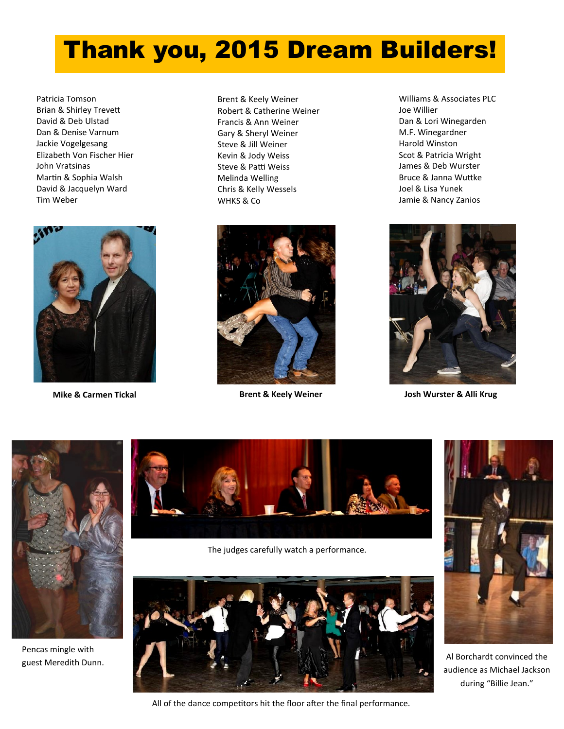# Thank you, 2015 Dream Builders!

Patricia Tomson
Brian & Shirley Trevett
David & Deb Ulstad
Dan & Denise Varnum
Jackie Vogelgesang
Elizabeth Von Fischer Hier
John Vratsinas
Martin & Sophia Walsh
David & Jacquelyn Ward
Tim Weber

Brent & Keely Weiner
Robert & Catherine Weiner
Francis & Ann Weiner
Gary & Sheryl Weiner
Steve & Jill Weiner
Kevin & Jody Weiss
Steve & Patti Weiss
Melinda Welling
Chris & Kelly Wessels
WHKS & Co

Williams & Associates PLC
Joe Willier
Dan & Lori Winegarden
M.F. Winegardner
Harold Winston
Scot & Patricia Wright
James & Deb Wurster
Bruce & Janna Wuttke
Joel & Lisa Yunek
Jamie & Nancy Zanios

**Mike & Carmen Tickal**

**Brent & Keely Weiner**

**Josh Wurster & Alli Krug**

Pencas mingle with guest Meredith Dunn.

The judges carefully watch a performance.

All of the dance competitors hit the floor after the final performance.

Al Borchardt convinced the audience as Michael Jackson during "Billie Jean."